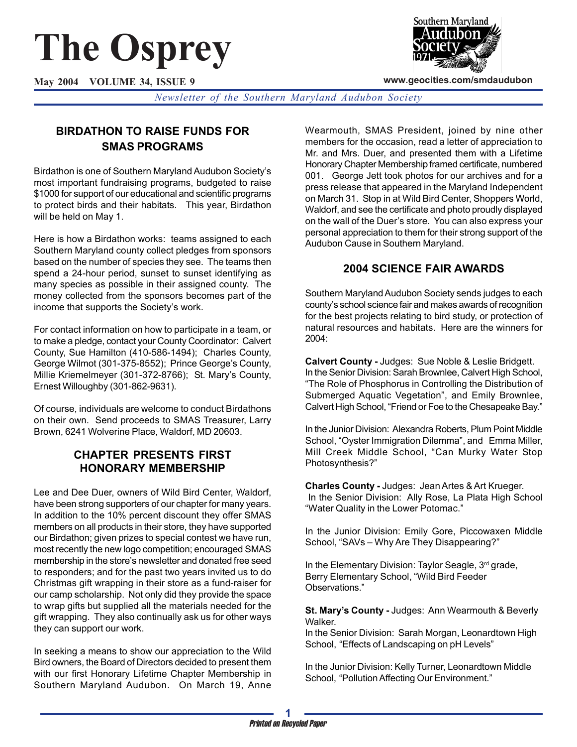# The Osprey

**May 2004 VOLUME 34, ISSUE 9**

www.geocities.com/smdaudubon

*Newsletter of the Southern Maryland Audubon Society*

## BIRDATHON TO RAISE FUNDS FOR SMAS PROGRAMS

Birdathon is one of Southern Maryland Audubon Society's most important fundraising programs, budgeted to raise $1000 for support of our educational and scientific programs to protect birds and their habitats. This year, Birdathon will be held on May 1.

Here is how a Birdathon works: teams assigned to each Southern Maryland county collect pledges from sponsors based on the number of species they see. The teams then spend a 24-hour period, sunset to sunset identifying as many species as possible in their assigned county. The money collected from the sponsors becomes part of the income that supports the Society's work.

For contact information on how to participate in a team, or to make a pledge, contact your County Coordinator: Calvert County, Sue Hamilton (410-586-1494); Charles County, George Wilmot (301-375-8552); Prince George's County, Millie Kriemelmeyer (301-372-8766); St. Mary's County, Ernest Willoughby (301-862-9631).

Of course, individuals are welcome to conduct Birdathons on their own. Send proceeds to SMAS Treasurer, Larry Brown, 6241 Wolverine Place, Waldorf, MD 20603.

## CHAPTER PRESENTS FIRST HONORARY MEMBERSHIP

Lee and Dee Duer, owners of Wild Bird Center, Waldorf, have been strong supporters of our chapter for many years. In addition to the 10% percent discount they offer SMAS members on all products in their store, they have supported our Birdathon; given prizes to special contest we have run, most recently the new logo competition; encouraged SMAS membership in the store's newsletter and donated free seed to responders; and for the past two years invited us to do Christmas gift wrapping in their store as a fund-raiser for our camp scholarship. Not only did they provide the space to wrap gifts but supplied all the materials needed for the gift wrapping. They also continually ask us for other ways they can support our work.

In seeking a means to show our appreciation to the Wild Bird owners, the Board of Directors decided to present them with our first Honorary Lifetime Chapter Membership in Southern Maryland Audubon. On March 19, Anne Wearmouth, SMAS President, joined by nine other members for the occasion, read a letter of appreciation to Mr. and Mrs. Duer, and presented them with a Lifetime Honorary Chapter Membership framed certificate, numbered 001. George Jett took photos for our archives and for a press release that appeared in the Maryland Independent on March 31. Stop in at Wild Bird Center, Shoppers World, Waldorf, and see the certificate and photo proudly displayed on the wall of the Duer's store. You can also express your personal appreciation to them for their strong support of the Audubon Cause in Southern Maryland.

## 2004 SCIENCE FAIR AWARDS

Southern Maryland Audubon Society sends judges to each county's school science fair and makes awards of recognition for the best projects relating to bird study, or protection of natural resources and habitats. Here are the winners for 2004:

**Calvert County -** Judges: Sue Noble & Leslie Bridgett.
In the Senior Division: Sarah Brownlee, Calvert High School, "The Role of Phosphorus in Controlling the Distribution of Submerged Aquatic Vegetation", and Emily Brownlee, Calvert High School, "Friend or Foe to the Chesapeake Bay."

In the Junior Division: Alexandra Roberts, Plum Point Middle School, "Oyster Immigration Dilemma", and Emma Miller, Mill Creek Middle School, "Can Murky Water Stop Photosynthesis?"

**Charles County -** Judges: Jean Artes & Art Krueger.
In the Senior Division: Ally Rose, La Plata High School "Water Quality in the Lower Potomac."

In the Junior Division: Emily Gore, Piccowaxen Middle School, "SAVs – Why Are They Disappearing?"

In the Elementary Division: Taylor Seagle, 3rd grade, Berry Elementary School, "Wild Bird Feeder Observations."

**St. Mary's County -** Judges: Ann Wearmouth & Beverly Walker.
In the Senior Division: Sarah Morgan, Leonardtown High School, "Effects of Landscaping on pH Levels"

In the Junior Division: Kelly Turner, Leonardtown Middle School, "Pollution Affecting Our Environment."

*Printed on Recycled Paper*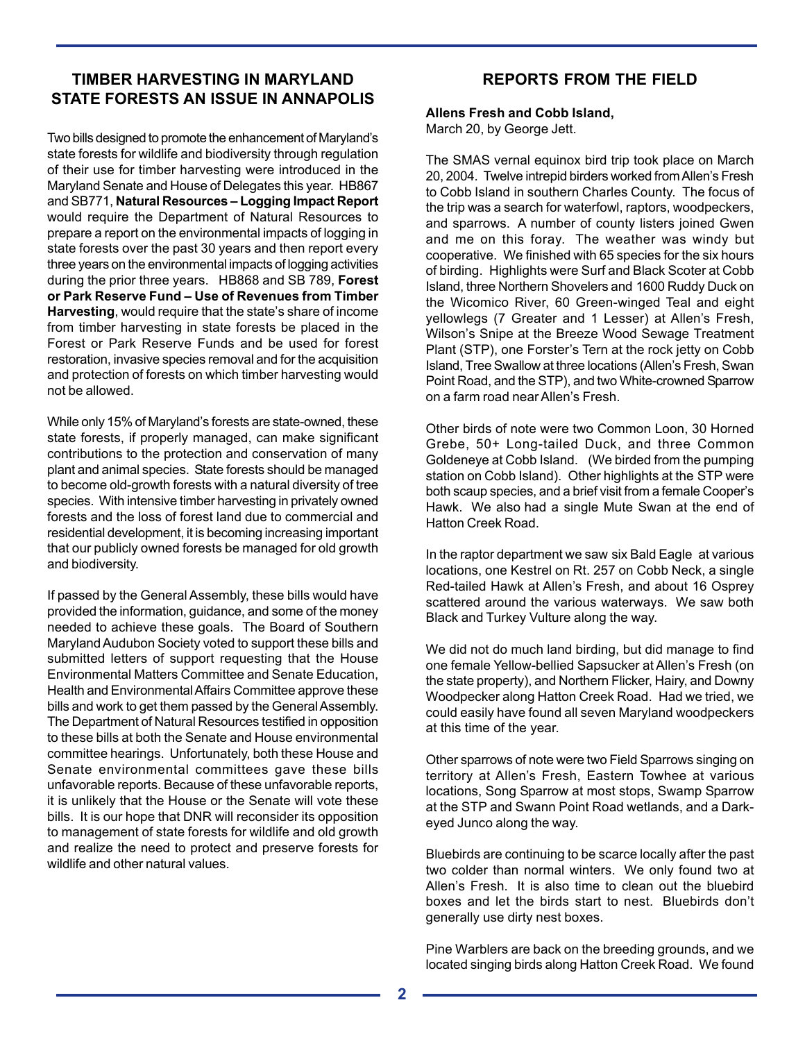## TIMBER HARVESTING IN MARYLAND STATE FORESTS AN ISSUE IN ANNAPOLIS

Two bills designed to promote the enhancement of Maryland's state forests for wildlife and biodiversity through regulation of their use for timber harvesting were introduced in the Maryland Senate and House of Delegates this year. HB867 and SB771, **Natural Resources – Logging Impact Report** would require the Department of Natural Resources to prepare a report on the environmental impacts of logging in state forests over the past 30 years and then report every three years on the environmental impacts of logging activities during the prior three years. HB868 and SB 789, **Forest or Park Reserve Fund – Use of Revenues from Timber Harvesting**, would require that the state's share of income from timber harvesting in state forests be placed in the Forest or Park Reserve Funds and be used for forest restoration, invasive species removal and for the acquisition and protection of forests on which timber harvesting would not be allowed.

While only 15% of Maryland's forests are state-owned, these state forests, if properly managed, can make significant contributions to the protection and conservation of many plant and animal species. State forests should be managed to become old-growth forests with a natural diversity of tree species. With intensive timber harvesting in privately owned forests and the loss of forest land due to commercial and residential development, it is becoming increasing important that our publicly owned forests be managed for old growth and biodiversity.

If passed by the General Assembly, these bills would have provided the information, guidance, and some of the money needed to achieve these goals. The Board of Southern Maryland Audubon Society voted to support these bills and submitted letters of support requesting that the House Environmental Matters Committee and Senate Education, Health and Environmental Affairs Committee approve these bills and work to get them passed by the General Assembly. The Department of Natural Resources testified in opposition to these bills at both the Senate and House environmental committee hearings. Unfortunately, both these House and Senate environmental committees gave these bills unfavorable reports. Because of these unfavorable reports, it is unlikely that the House or the Senate will vote these bills. It is our hope that DNR will reconsider its opposition to management of state forests for wildlife and old growth and realize the need to protect and preserve forests for wildlife and other natural values.

## REPORTS FROM THE FIELD

**Allens Fresh and Cobb Island,**
March 20, by George Jett.

The SMAS vernal equinox bird trip took place on March 20, 2004. Twelve intrepid birders worked from Allen's Fresh to Cobb Island in southern Charles County. The focus of the trip was a search for waterfowl, raptors, woodpeckers, and sparrows. A number of county listers joined Gwen and me on this foray. The weather was windy but cooperative. We finished with 65 species for the six hours of birding. Highlights were Surf and Black Scoter at Cobb Island, three Northern Shovelers and 1600 Ruddy Duck on the Wicomico River, 60 Green-winged Teal and eight yellowlegs (7 Greater and 1 Lesser) at Allen's Fresh, Wilson's Snipe at the Breeze Wood Sewage Treatment Plant (STP), one Forster's Tern at the rock jetty on Cobb Island, Tree Swallow at three locations (Allen's Fresh, Swan Point Road, and the STP), and two White-crowned Sparrow on a farm road near Allen's Fresh.

Other birds of note were two Common Loon, 30 Horned Grebe, 50+ Long-tailed Duck, and three Common Goldeneye at Cobb Island. (We birded from the pumping station on Cobb Island). Other highlights at the STP were both scaup species, and a brief visit from a female Cooper's Hawk. We also had a single Mute Swan at the end of Hatton Creek Road.

In the raptor department we saw six Bald Eagle at various locations, one Kestrel on Rt. 257 on Cobb Neck, a single Red-tailed Hawk at Allen's Fresh, and about 16 Osprey scattered around the various waterways. We saw both Black and Turkey Vulture along the way.

We did not do much land birding, but did manage to find one female Yellow-bellied Sapsucker at Allen's Fresh (on the state property), and Northern Flicker, Hairy, and Downy Woodpecker along Hatton Creek Road. Had we tried, we could easily have found all seven Maryland woodpeckers at this time of the year.

Other sparrows of note were two Field Sparrows singing on territory at Allen's Fresh, Eastern Towhee at various locations, Song Sparrow at most stops, Swamp Sparrow at the STP and Swann Point Road wetlands, and a Dark-eyed Junco along the way.

Bluebirds are continuing to be scarce locally after the past two colder than normal winters. We only found two at Allen's Fresh. It is also time to clean out the bluebird boxes and let the birds start to nest. Bluebirds don't generally use dirty nest boxes.

Pine Warblers are back on the breeding grounds, and we located singing birds along Hatton Creek Road. We found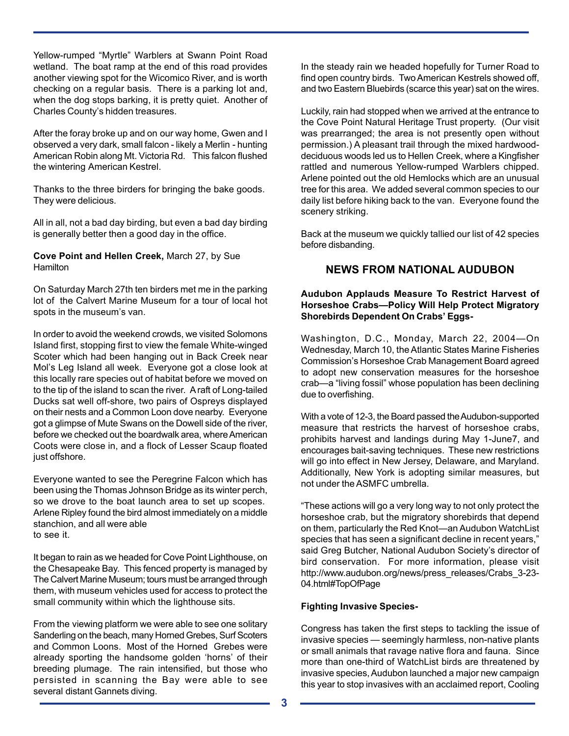Yellow-rumped "Myrtle" Warblers at Swann Point Road wetland. The boat ramp at the end of this road provides another viewing spot for the Wicomico River, and is worth checking on a regular basis. There is a parking lot and, when the dog stops barking, it is pretty quiet. Another of Charles County's hidden treasures.

After the foray broke up and on our way home, Gwen and I observed a very dark, small falcon - likely a Merlin - hunting American Robin along Mt. Victoria Rd. This falcon flushed the wintering American Kestrel.

Thanks to the three birders for bringing the bake goods. They were delicious.

All in all, not a bad day birding, but even a bad day birding is generally better then a good day in the office.

**Cove Point and Hellen Creek,** March 27, by Sue Hamilton

On Saturday March 27th ten birders met me in the parking lot of the Calvert Marine Museum for a tour of local hot spots in the museum's van.

In order to avoid the weekend crowds, we visited Solomons Island first, stopping first to view the female White-winged Scoter which had been hanging out in Back Creek near Mol's Leg Island all week. Everyone got a close look at this locally rare species out of habitat before we moved on to the tip of the island to scan the river. A raft of Long-tailed Ducks sat well off-shore, two pairs of Ospreys displayed on their nests and a Common Loon dove nearby. Everyone got a glimpse of Mute Swans on the Dowell side of the river, before we checked out the boardwalk area, where American Coots were close in, and a flock of Lesser Scaup floated just offshore.

Everyone wanted to see the Peregrine Falcon which has been using the Thomas Johnson Bridge as its winter perch, so we drove to the boat launch area to set up scopes. Arlene Ripley found the bird almost immediately on a middle stanchion, and all were able to see it.

It began to rain as we headed for Cove Point Lighthouse, on the Chesapeake Bay. This fenced property is managed by The Calvert Marine Museum; tours must be arranged through them, with museum vehicles used for access to protect the small community within which the lighthouse sits.

From the viewing platform we were able to see one solitary Sanderling on the beach, many Horned Grebes, Surf Scoters and Common Loons. Most of the Horned Grebes were already sporting the handsome golden 'horns' of their breeding plumage. The rain intensified, but those who persisted in scanning the Bay were able to see several distant Gannets diving.

In the steady rain we headed hopefully for Turner Road to find open country birds. Two American Kestrels showed off, and two Eastern Bluebirds (scarce this year) sat on the wires.

Luckily, rain had stopped when we arrived at the entrance to the Cove Point Natural Heritage Trust property. (Our visit was prearranged; the area is not presently open without permission.) A pleasant trail through the mixed hardwood-deciduous woods led us to Hellen Creek, where a Kingfisher rattled and numerous Yellow-rumped Warblers chipped. Arlene pointed out the old Hemlocks which are an unusual tree for this area. We added several common species to our daily list before hiking back to the van. Everyone found the scenery striking.

Back at the museum we quickly tallied our list of 42 species before disbanding.

## NEWS FROM NATIONAL AUDUBON

**Audubon Applauds Measure To Restrict Harvest of Horseshoe Crabs—Policy Will Help Protect Migratory Shorebirds Dependent On Crabs' Eggs-**

Washington, D.C., Monday, March 22, 2004—On Wednesday, March 10, the Atlantic States Marine Fisheries Commission's Horseshoe Crab Management Board agreed to adopt new conservation measures for the horseshoe crab—a "living fossil" whose population has been declining due to overfishing.

With a vote of 12-3, the Board passed the Audubon-supported measure that restricts the harvest of horseshoe crabs, prohibits harvest and landings during May 1-June7, and encourages bait-saving techniques. These new restrictions will go into effect in New Jersey, Delaware, and Maryland. Additionally, New York is adopting similar measures, but not under the ASMFC umbrella.

"These actions will go a very long way to not only protect the horseshoe crab, but the migratory shorebirds that depend on them, particularly the Red Knot—an Audubon WatchList species that has seen a significant decline in recent years," said Greg Butcher, National Audubon Society's director of bird conservation. For more information, please visit http://www.audubon.org/news/press_releases/Crabs_3-23-04.html#TopOfPage

**Fighting Invasive Species-**

Congress has taken the first steps to tackling the issue of invasive species — seemingly harmless, non-native plants or small animals that ravage native flora and fauna. Since more than one-third of WatchList birds are threatened by invasive species, Audubon launched a major new campaign this year to stop invasives with an acclaimed report, Cooling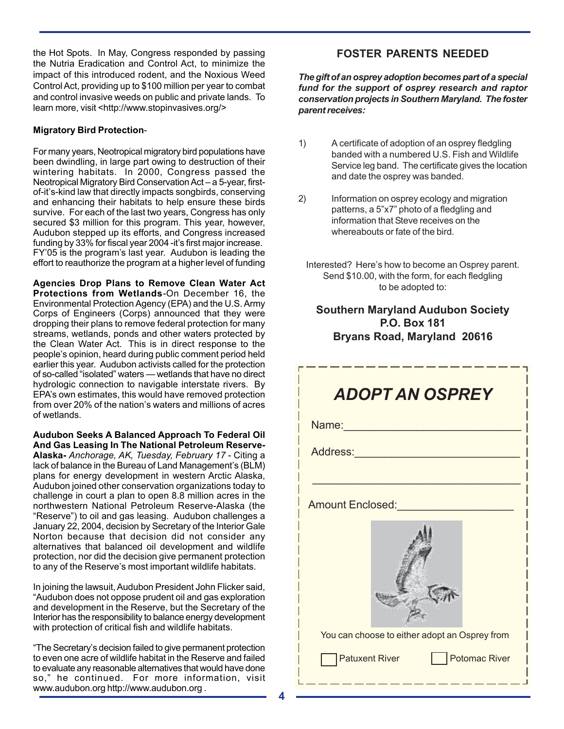the Hot Spots. In May, Congress responded by passing the Nutria Eradication and Control Act, to minimize the impact of this introduced rodent, and the Noxious Weed Control Act, providing up to $100 million per year to combat and control invasive weeds on public and private lands. To learn more, visit <http://www.stopinvasives.org/>

**Migratory Bird Protection**-

For many years, Neotropical migratory bird populations have been dwindling, in large part owing to destruction of their wintering habitats. In 2000, Congress passed the Neotropical Migratory Bird Conservation Act – a 5-year, first-of-it's-kind law that directly impacts songbirds, conserving and enhancing their habitats to help ensure these birds survive. For each of the last two years, Congress has only secured $3 million for this program. This year, however, Audubon stepped up its efforts, and Congress increased funding by 33% for fiscal year 2004 -it's first major increase. FY'05 is the program's last year. Audubon is leading the effort to reauthorize the program at a higher level of funding

**Agencies Drop Plans to Remove Clean Water Act Protections from Wetlands**-On December 16, the Environmental Protection Agency (EPA) and the U.S. Army Corps of Engineers (Corps) announced that they were dropping their plans to remove federal protection for many streams, wetlands, ponds and other waters protected by the Clean Water Act. This is in direct response to the people's opinion, heard during public comment period held earlier this year. Audubon activists called for the protection of so-called "isolated" waters — wetlands that have no direct hydrologic connection to navigable interstate rivers. By EPA's own estimates, this would have removed protection from over 20% of the nation's waters and millions of acres of wetlands.

**Audubon Seeks A Balanced Approach To Federal Oil And Gas Leasing In The National Petroleum Reserve-Alaska-** *Anchorage, AK, Tuesday, February 17* - Citing a lack of balance in the Bureau of Land Management's (BLM) plans for energy development in western Arctic Alaska, Audubon joined other conservation organizations today to challenge in court a plan to open 8.8 million acres in the northwestern National Petroleum Reserve-Alaska (the "Reserve") to oil and gas leasing. Audubon challenges a January 22, 2004, decision by Secretary of the Interior Gale Norton because that decision did not consider any alternatives that balanced oil development and wildlife protection, nor did the decision give permanent protection to any of the Reserve's most important wildlife habitats.

In joining the lawsuit, Audubon President John Flicker said, "Audubon does not oppose prudent oil and gas exploration and development in the Reserve, but the Secretary of the Interior has the responsibility to balance energy development with protection of critical fish and wildlife habitats.

"The Secretary's decision failed to give permanent protection to even one acre of wildlife habitat in the Reserve and failed to evaluate any reasonable alternatives that would have done so," he continued. For more information, visit www.audubon.org http://www.audubon.org .

## FOSTER PARENTS NEEDED

***The gift of an osprey adoption becomes part of a special fund for the support of osprey research and raptor conservation projects in Southern Maryland. The foster parent receives:***

1) A certificate of adoption of an osprey fledgling banded with a numbered U.S. Fish and Wildlife Service leg band. The certificate gives the location and date the osprey was banded.

2) Information on osprey ecology and migration patterns, a 5"x7" photo of a fledgling and information that Steve receives on the whereabouts or fate of the bird.

Interested? Here's how to become an Osprey parent. Send $10.00, with the form, for each fledgling to be adopted to:

**Southern Maryland Audubon Society**
**P.O. Box 181**
**Bryans Road, Maryland 20616**

## *ADOPT AN OSPREY*

Name:____________________________

Address:__________________________

__________________________________

Amount Enclosed:__________________

You can choose to either adopt an Osprey from

☐ Patuxent River ☐ Potomac River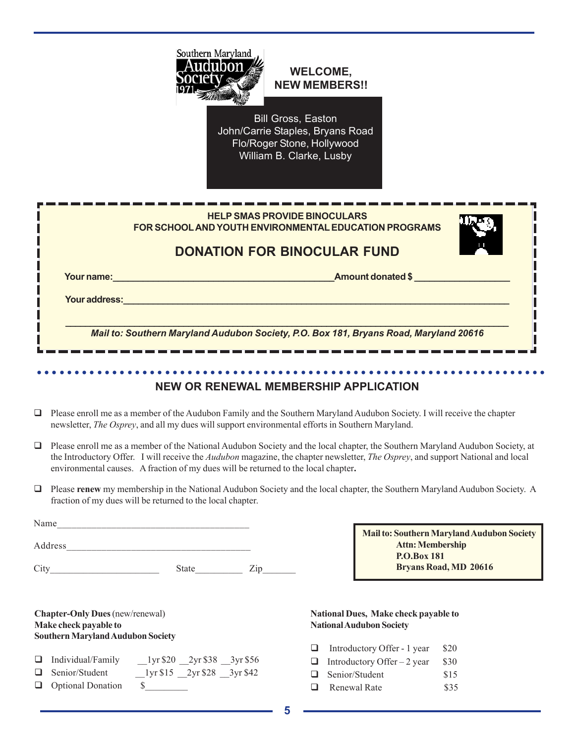Southern Maryland Audubon Society 1971

## WELCOME, NEW MEMBERS!!

Bill Gross, Easton
John/Carrie Staples, Bryans Road
Flo/Roger Stone, Hollywood
William B. Clarke, Lusby

**HELP SMAS PROVIDE BINOCULARS FOR SCHOOL AND YOUTH ENVIRONMENTAL EDUCATION PROGRAMS**

## DONATION FOR BINOCULAR FUND

**Your name:**_________________________________________**Amount donated $** __________________

**Your address:**_____________________________________________________________________________

_____________________________________________________________________________________________

***Mail to: Southern Maryland Audubon Society, P.O. Box 181, Bryans Road, Maryland 20616***

## NEW OR RENEWAL MEMBERSHIP APPLICATION

- ❑ Please enroll me as a member of the Audubon Family and the Southern Maryland Audubon Society. I will receive the chapter newsletter, *The Osprey*, and all my dues will support environmental efforts in Southern Maryland.
- ❑ Please enroll me as a member of the National Audubon Society and the local chapter, the Southern Maryland Audubon Society, at the Introductory Offer. I will receive the *Audubon* magazine, the chapter newsletter, *The Osprey*, and support National and local environmental causes. A fraction of my dues will be returned to the local chapter**.**
- ❑ Please **renew** my membership in the National Audubon Society and the local chapter, the Southern Maryland Audubon Society. A fraction of my dues will be returned to the local chapter.

Name_______________________________________

Address_____________________________________

City______________________ State__________ Zip_______

**Mail to: Southern Maryland Audubon Society**
**Attn: Membership**
**P.O.Box 181**
**Bryans Road, MD 20616**

**Chapter-Only Dues** (new/renewal)
**Make check payable to**
**Southern Maryland Audubon Society**

- ❑ Individual/Family __1yr $20 __2yr $38 __3yr $56
- ❑ Senior/Student __1yr $15 __2yr $28 __3yr $42
- ❑ Optional Donation $_________

**National Dues, Make check payable to National Audubon Society**

- ❑ Introductory Offer - 1 year $20
- ❑ Introductory Offer – 2 year $30
- ❑ Senior/Student $15
- ❑ Renewal Rate $35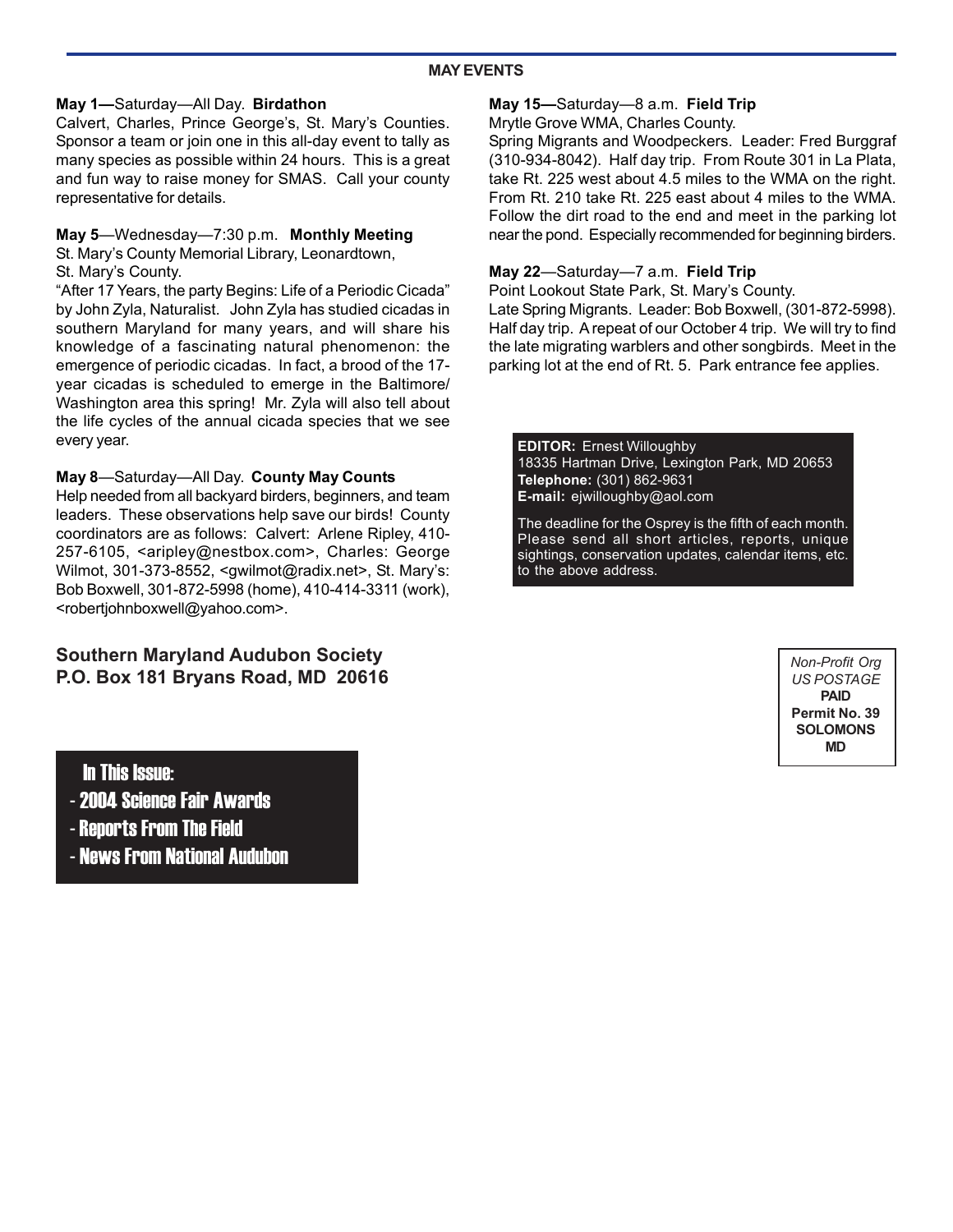## MAY EVENTS

**May 1—**Saturday—All Day. **Birdathon**
Calvert, Charles, Prince George's, St. Mary's Counties. Sponsor a team or join one in this all-day event to tally as many species as possible within 24 hours. This is a great and fun way to raise money for SMAS. Call your county representative for details.

**May 5**—Wednesday—7:30 p.m. **Monthly Meeting**
St. Mary's County Memorial Library, Leonardtown, St. Mary's County.
"After 17 Years, the party Begins: Life of a Periodic Cicada" by John Zyla, Naturalist. John Zyla has studied cicadas in southern Maryland for many years, and will share his knowledge of a fascinating natural phenomenon: the emergence of periodic cicadas. In fact, a brood of the 17-year cicadas is scheduled to emerge in the Baltimore/Washington area this spring! Mr. Zyla will also tell about the life cycles of the annual cicada species that we see every year.

**May 8**—Saturday—All Day. **County May Counts**
Help needed from all backyard birders, beginners, and team leaders. These observations help save our birds! County coordinators are as follows: Calvert: Arlene Ripley, 410-257-6105, <aripley@nestbox.com>, Charles: George Wilmot, 301-373-8552, <gwilmot@radix.net>, St. Mary's: Bob Boxwell, 301-872-5998 (home), 410-414-3311 (work), <robertjohnboxwell@yahoo.com>.

**May 15—**Saturday—8 a.m. **Field Trip**
Mrytle Grove WMA, Charles County.
Spring Migrants and Woodpeckers. Leader: Fred Burggraf (310-934-8042). Half day trip. From Route 301 in La Plata, take Rt. 225 west about 4.5 miles to the WMA on the right. From Rt. 210 take Rt. 225 east about 4 miles to the WMA. Follow the dirt road to the end and meet in the parking lot near the pond. Especially recommended for beginning birders.

**May 22**—Saturday—7 a.m. **Field Trip**
Point Lookout State Park, St. Mary's County.
Late Spring Migrants. Leader: Bob Boxwell, (301-872-5998). Half day trip. A repeat of our October 4 trip. We will try to find the late migrating warblers and other songbirds. Meet in the parking lot at the end of Rt. 5. Park entrance fee applies.

**EDITOR:** Ernest Willoughby
18335 Hartman Drive, Lexington Park, MD 20653
**Telephone:** (301) 862-9631
**E-mail:** ejwilloughby@aol.com

The deadline for the Osprey is the fifth of each month. Please send all short articles, reports, unique sightings, conservation updates, calendar items, etc. to the above address.

**Southern Maryland Audubon Society**
**P.O. Box 181 Bryans Road, MD 20616**

*Non-Profit Org*
*US POSTAGE*
**PAID**
**Permit No. 39**
**SOLOMONS**
**MD**

**In This Issue:**
- 2004 Science Fair Awards
- Reports From The Field
- News From National Audubon